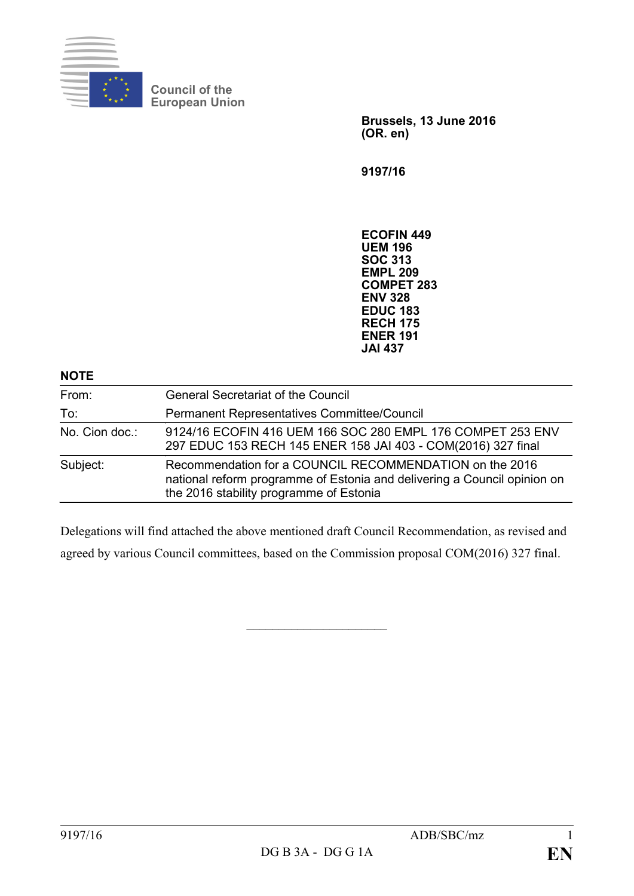Council of the European Union

**Brussels, 13 June 2016**
**(OR. en)**

**9197/16**

**ECOFIN 449**
**UEM 196**
**SOC 313**
**EMPL 209**
**COMPET 283**
**ENV 328**
**EDUC 183**
**RECH 175**
**ENER 191**
**JAI 437**

**NOTE**

| | |
|---|---|
| From: | General Secretariat of the Council |
| To: | Permanent Representatives Committee/Council |
| No. Cion doc.: | 9124/16 ECOFIN 416 UEM 166 SOC 280 EMPL 176 COMPET 253 ENV 297 EDUC 153 RECH 145 ENER 158 JAI 403 - COM(2016) 327 final |
| Subject: | Recommendation for a COUNCIL RECOMMENDATION on the 2016 national reform programme of Estonia and delivering a Council opinion on the 2016 stability programme of Estonia |

Delegations will find attached the above mentioned draft Council Recommendation, as revised and agreed by various Council committees, based on the Commission proposal COM(2016) 327 final.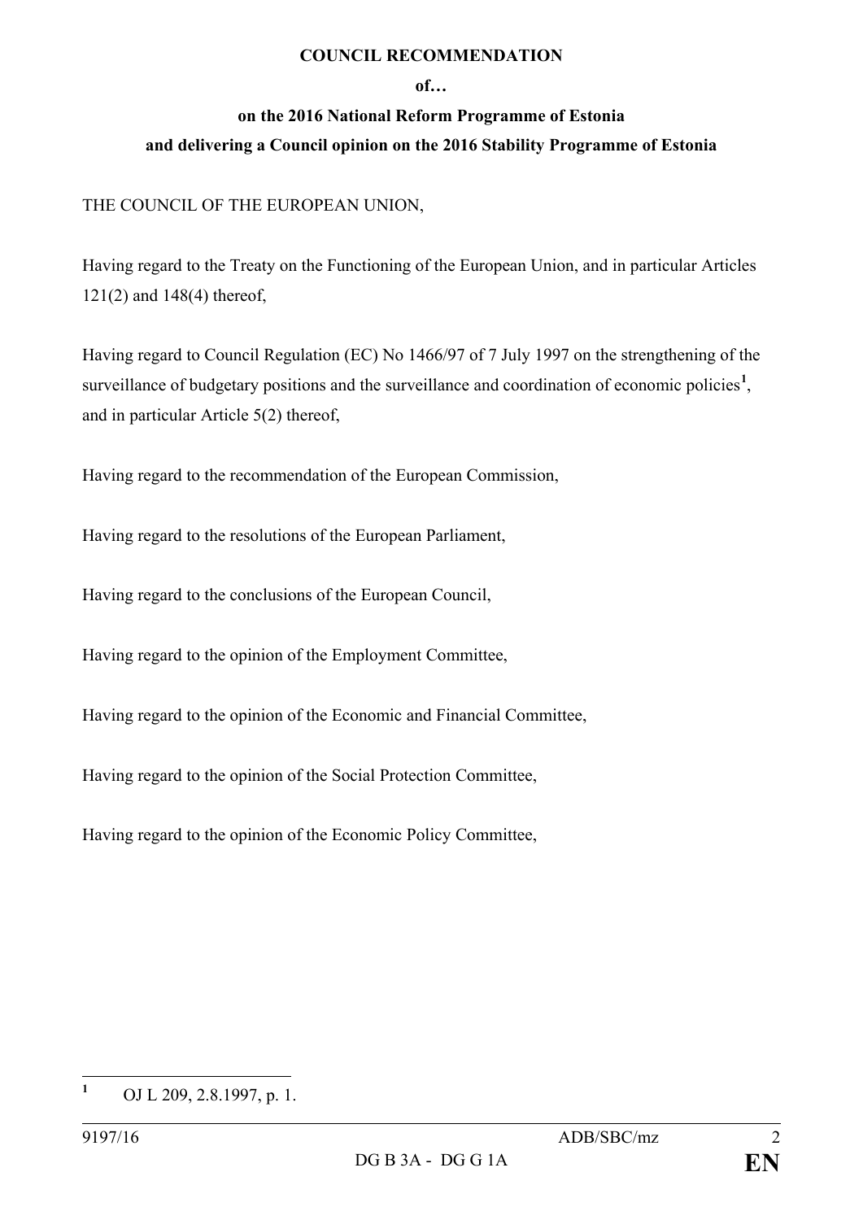**COUNCIL RECOMMENDATION**

**of…**

**on the 2016 National Reform Programme of Estonia**

**and delivering a Council opinion on the 2016 Stability Programme of Estonia**

THE COUNCIL OF THE EUROPEAN UNION,

Having regard to the Treaty on the Functioning of the European Union, and in particular Articles 121(2) and 148(4) thereof,

Having regard to Council Regulation (EC) No 1466/97 of 7 July 1997 on the strengthening of the surveillance of budgetary positions and the surveillance and coordination of economic policies[1], and in particular Article 5(2) thereof,

Having regard to the recommendation of the European Commission,

Having regard to the resolutions of the European Parliament,

Having regard to the conclusions of the European Council,

Having regard to the opinion of the Employment Committee,

Having regard to the opinion of the Economic and Financial Committee,

Having regard to the opinion of the Social Protection Committee,

Having regard to the opinion of the Economic Policy Committee,

---

[1] OJ L 209, 2.8.1997, p. 1.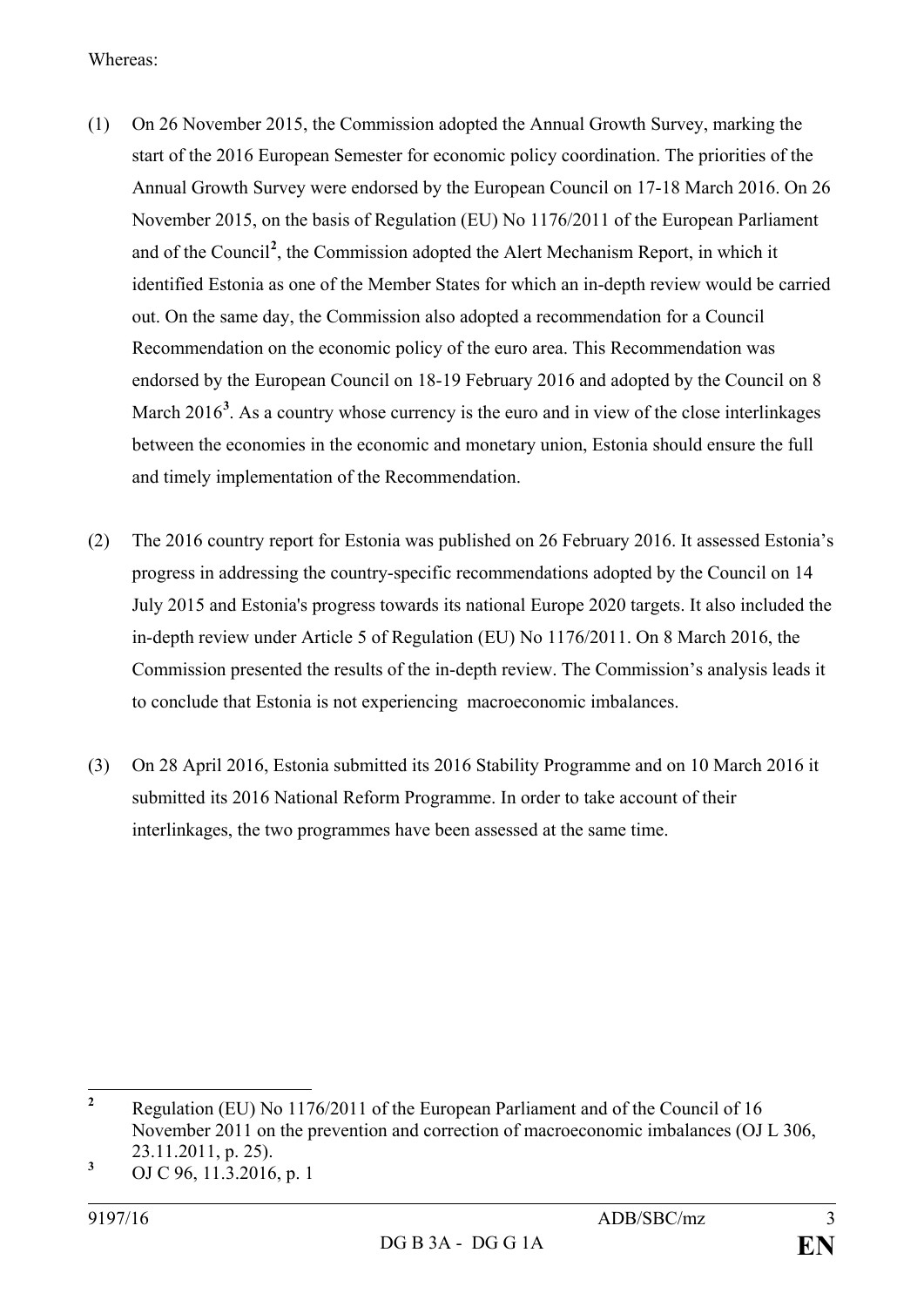Whereas:

(1) On 26 November 2015, the Commission adopted the Annual Growth Survey, marking the start of the 2016 European Semester for economic policy coordination. The priorities of the Annual Growth Survey were endorsed by the European Council on 17-18 March 2016. On 26 November 2015, on the basis of Regulation (EU) No 1176/2011 of the European Parliament and of the Council[2], the Commission adopted the Alert Mechanism Report, in which it identified Estonia as one of the Member States for which an in-depth review would be carried out. On the same day, the Commission also adopted a recommendation for a Council Recommendation on the economic policy of the euro area. This Recommendation was endorsed by the European Council on 18-19 February 2016 and adopted by the Council on 8 March 2016[3]. As a country whose currency is the euro and in view of the close interlinkages between the economies in the economic and monetary union, Estonia should ensure the full and timely implementation of the Recommendation.

(2) The 2016 country report for Estonia was published on 26 February 2016. It assessed Estonia's progress in addressing the country-specific recommendations adopted by the Council on 14 July 2015 and Estonia's progress towards its national Europe 2020 targets. It also included the in-depth review under Article 5 of Regulation (EU) No 1176/2011. On 8 March 2016, the Commission presented the results of the in-depth review. The Commission's analysis leads it to conclude that Estonia is not experiencing macroeconomic imbalances.

(3) On 28 April 2016, Estonia submitted its 2016 Stability Programme and on 10 March 2016 it submitted its 2016 National Reform Programme. In order to take account of their interlinkages, the two programmes have been assessed at the same time.

---

[2] Regulation (EU) No 1176/2011 of the European Parliament and of the Council of 16 November 2011 on the prevention and correction of macroeconomic imbalances (OJ L 306, 23.11.2011, p. 25).

[3] OJ C 96, 11.3.2016, p. 1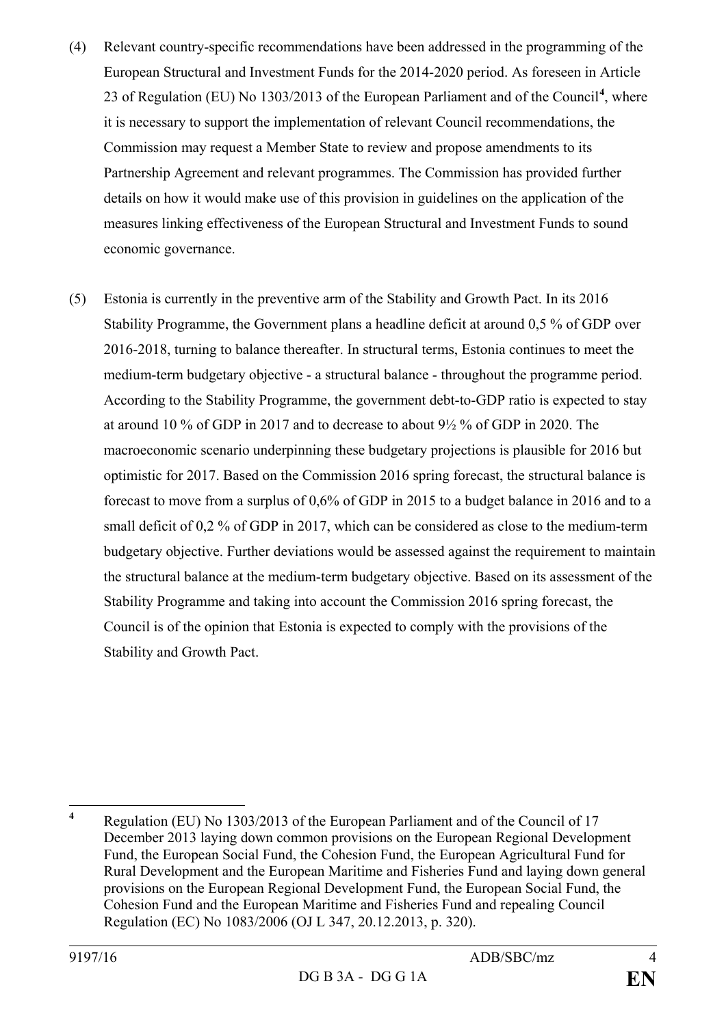(4) Relevant country-specific recommendations have been addressed in the programming of the European Structural and Investment Funds for the 2014-2020 period. As foreseen in Article 23 of Regulation (EU) No 1303/2013 of the European Parliament and of the Council[4], where it is necessary to support the implementation of relevant Council recommendations, the Commission may request a Member State to review and propose amendments to its Partnership Agreement and relevant programmes. The Commission has provided further details on how it would make use of this provision in guidelines on the application of the measures linking effectiveness of the European Structural and Investment Funds to sound economic governance.

(5) Estonia is currently in the preventive arm of the Stability and Growth Pact. In its 2016 Stability Programme, the Government plans a headline deficit at around 0,5 % of GDP over 2016-2018, turning to balance thereafter. In structural terms, Estonia continues to meet the medium-term budgetary objective - a structural balance - throughout the programme period. According to the Stability Programme, the government debt-to-GDP ratio is expected to stay at around 10 % of GDP in 2017 and to decrease to about 9½ % of GDP in 2020. The macroeconomic scenario underpinning these budgetary projections is plausible for 2016 but optimistic for 2017. Based on the Commission 2016 spring forecast, the structural balance is forecast to move from a surplus of 0,6% of GDP in 2015 to a budget balance in 2016 and to a small deficit of 0,2 % of GDP in 2017, which can be considered as close to the medium-term budgetary objective. Further deviations would be assessed against the requirement to maintain the structural balance at the medium-term budgetary objective. Based on its assessment of the Stability Programme and taking into account the Commission 2016 spring forecast, the Council is of the opinion that Estonia is expected to comply with the provisions of the Stability and Growth Pact.

---

[4] Regulation (EU) No 1303/2013 of the European Parliament and of the Council of 17 December 2013 laying down common provisions on the European Regional Development Fund, the European Social Fund, the Cohesion Fund, the European Agricultural Fund for Rural Development and the European Maritime and Fisheries Fund and laying down general provisions on the European Regional Development Fund, the European Social Fund, the Cohesion Fund and the European Maritime and Fisheries Fund and repealing Council Regulation (EC) No 1083/2006 (OJ L 347, 20.12.2013, p. 320).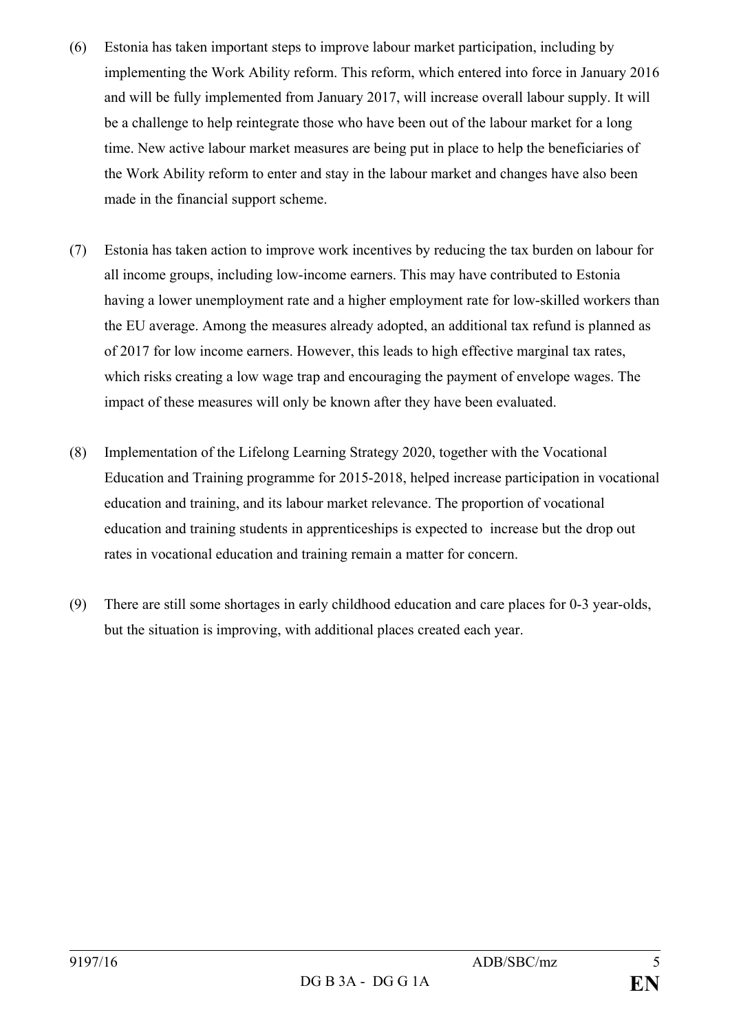(6) Estonia has taken important steps to improve labour market participation, including by implementing the Work Ability reform. This reform, which entered into force in January 2016 and will be fully implemented from January 2017, will increase overall labour supply. It will be a challenge to help reintegrate those who have been out of the labour market for a long time. New active labour market measures are being put in place to help the beneficiaries of the Work Ability reform to enter and stay in the labour market and changes have also been made in the financial support scheme.

(7) Estonia has taken action to improve work incentives by reducing the tax burden on labour for all income groups, including low-income earners. This may have contributed to Estonia having a lower unemployment rate and a higher employment rate for low-skilled workers than the EU average. Among the measures already adopted, an additional tax refund is planned as of 2017 for low income earners. However, this leads to high effective marginal tax rates, which risks creating a low wage trap and encouraging the payment of envelope wages. The impact of these measures will only be known after they have been evaluated.

(8) Implementation of the Lifelong Learning Strategy 2020, together with the Vocational Education and Training programme for 2015-2018, helped increase participation in vocational education and training, and its labour market relevance. The proportion of vocational education and training students in apprenticeships is expected to increase but the drop out rates in vocational education and training remain a matter for concern.

(9) There are still some shortages in early childhood education and care places for 0-3 year-olds, but the situation is improving, with additional places created each year.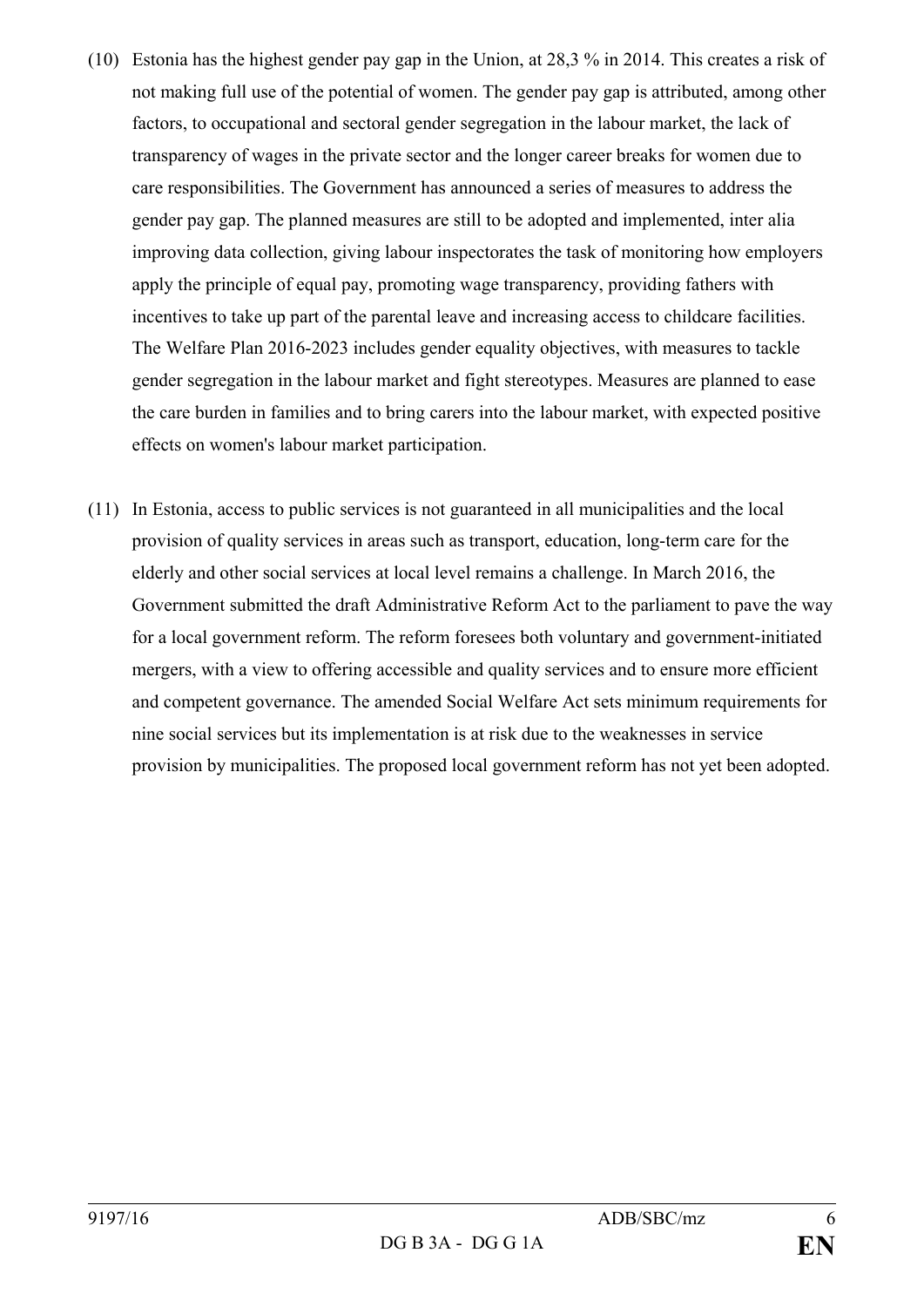(10) Estonia has the highest gender pay gap in the Union, at 28,3 % in 2014. This creates a risk of not making full use of the potential of women. The gender pay gap is attributed, among other factors, to occupational and sectoral gender segregation in the labour market, the lack of transparency of wages in the private sector and the longer career breaks for women due to care responsibilities. The Government has announced a series of measures to address the gender pay gap. The planned measures are still to be adopted and implemented, inter alia improving data collection, giving labour inspectorates the task of monitoring how employers apply the principle of equal pay, promoting wage transparency, providing fathers with incentives to take up part of the parental leave and increasing access to childcare facilities. The Welfare Plan 2016-2023 includes gender equality objectives, with measures to tackle gender segregation in the labour market and fight stereotypes. Measures are planned to ease the care burden in families and to bring carers into the labour market, with expected positive effects on women's labour market participation.

(11) In Estonia, access to public services is not guaranteed in all municipalities and the local provision of quality services in areas such as transport, education, long-term care for the elderly and other social services at local level remains a challenge. In March 2016, the Government submitted the draft Administrative Reform Act to the parliament to pave the way for a local government reform. The reform foresees both voluntary and government-initiated mergers, with a view to offering accessible and quality services and to ensure more efficient and competent governance. The amended Social Welfare Act sets minimum requirements for nine social services but its implementation is at risk due to the weaknesses in service provision by municipalities. The proposed local government reform has not yet been adopted.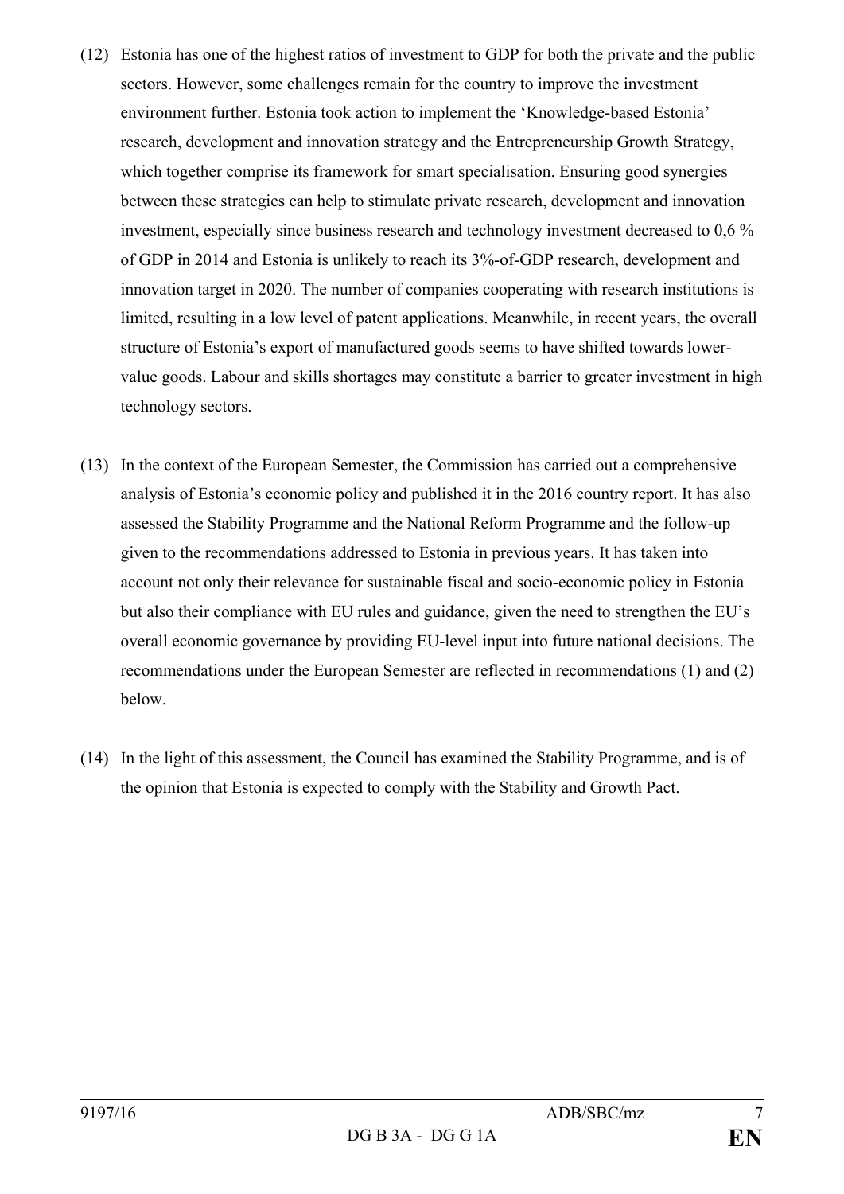(12) Estonia has one of the highest ratios of investment to GDP for both the private and the public sectors. However, some challenges remain for the country to improve the investment environment further. Estonia took action to implement the 'Knowledge-based Estonia' research, development and innovation strategy and the Entrepreneurship Growth Strategy, which together comprise its framework for smart specialisation. Ensuring good synergies between these strategies can help to stimulate private research, development and innovation investment, especially since business research and technology investment decreased to 0,6 % of GDP in 2014 and Estonia is unlikely to reach its 3%-of-GDP research, development and innovation target in 2020. The number of companies cooperating with research institutions is limited, resulting in a low level of patent applications. Meanwhile, in recent years, the overall structure of Estonia's export of manufactured goods seems to have shifted towards lower-value goods. Labour and skills shortages may constitute a barrier to greater investment in high technology sectors.

(13) In the context of the European Semester, the Commission has carried out a comprehensive analysis of Estonia's economic policy and published it in the 2016 country report. It has also assessed the Stability Programme and the National Reform Programme and the follow-up given to the recommendations addressed to Estonia in previous years. It has taken into account not only their relevance for sustainable fiscal and socio-economic policy in Estonia but also their compliance with EU rules and guidance, given the need to strengthen the EU's overall economic governance by providing EU-level input into future national decisions. The recommendations under the European Semester are reflected in recommendations (1) and (2) below.

(14) In the light of this assessment, the Council has examined the Stability Programme, and is of the opinion that Estonia is expected to comply with the Stability and Growth Pact.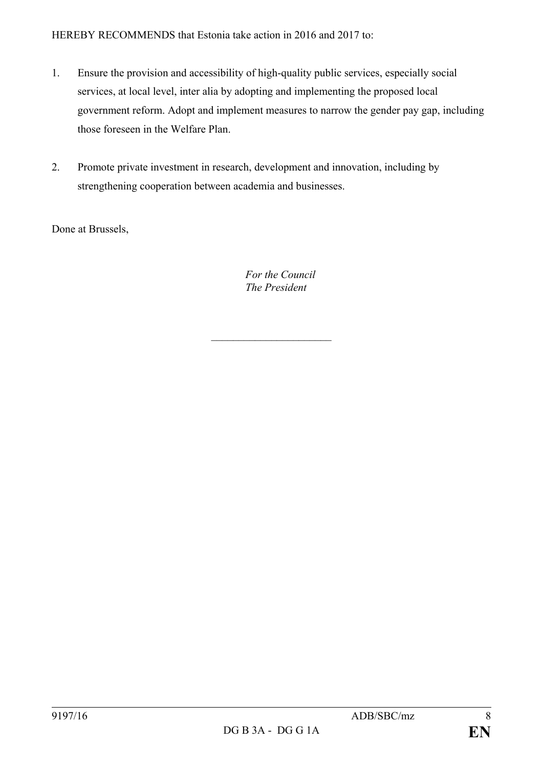HEREBY RECOMMENDS that Estonia take action in 2016 and 2017 to:

1. Ensure the provision and accessibility of high-quality public services, especially social services, at local level, inter alia by adopting and implementing the proposed local government reform. Adopt and implement measures to narrow the gender pay gap, including those foreseen in the Welfare Plan.

2. Promote private investment in research, development and innovation, including by strengthening cooperation between academia and businesses.

Done at Brussels,

*For the Council*
*The President*

______________________